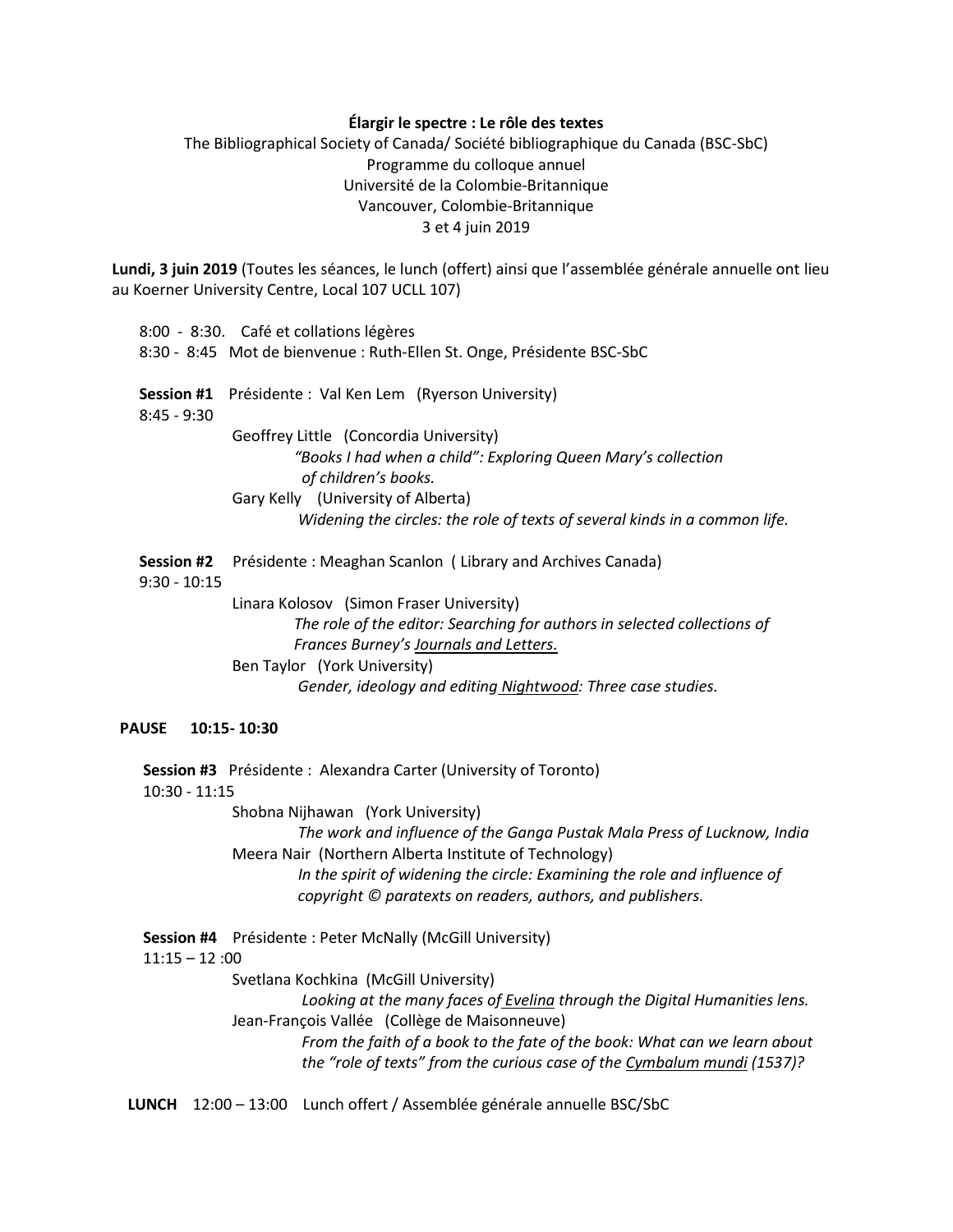**Élargir le spectre : Le rôle des textes**

The Bibliographical Society of Canada/ Société bibliographique du Canada (BSC-SbC)
Programme du colloque annuel
Université de la Colombie-Britannique
Vancouver, Colombie-Britannique
3 et 4 juin 2019

**Lundi, 3 juin 2019** (Toutes les séances, le lunch (offert) ainsi que l'assemblée générale annuelle ont lieu au Koerner University Centre, Local 107 UCLL 107)

8:00 - 8:30. Café et collations légères
8:30 - 8:45 Mot de bienvenue : Ruth-Ellen St. Onge, Présidente BSC-SbC

**Session #1** Présidente : Val Ken Lem (Ryerson University)
8:45 - 9:30

Geoffrey Little (Concordia University)
*"Books I had when a child": Exploring Queen Mary's collection of children's books.*

Gary Kelly (University of Alberta)
*Widening the circles: the role of texts of several kinds in a common life.*

**Session #2** Présidente : Meaghan Scanlon ( Library and Archives Canada)
9:30 - 10:15

Linara Kolosov (Simon Fraser University)
*The role of the editor: Searching for authors in selected collections of Frances Burney's <u>Journals and Letters.</u>*

Ben Taylor (York University)
*Gender, ideology and editing <u>Nightwood</u>: Three case studies.*

**PAUSE 10:15- 10:30**

**Session #3** Présidente : Alexandra Carter (University of Toronto)
10:30 - 11:15

Shobna Nijhawan (York University)
*The work and influence of the Ganga Pustak Mala Press of Lucknow, India*

Meera Nair (Northern Alberta Institute of Technology)
*In the spirit of widening the circle: Examining the role and influence of copyright © paratexts on readers, authors, and publishers.*

**Session #4** Présidente : Peter McNally (McGill University)
11:15 – 12 :00

Svetlana Kochkina (McGill University)
*Looking at the many faces of <u>Evelina</u> through the Digital Humanities lens.*

Jean-François Vallée (Collège de Maisonneuve)
*From the faith of a book to the fate of the book: What can we learn about the "role of texts" from the curious case of the <u>Cymbalum mundi</u> (1537)?*

**LUNCH** 12:00 – 13:00 Lunch offert / Assemblée générale annuelle BSC/SbC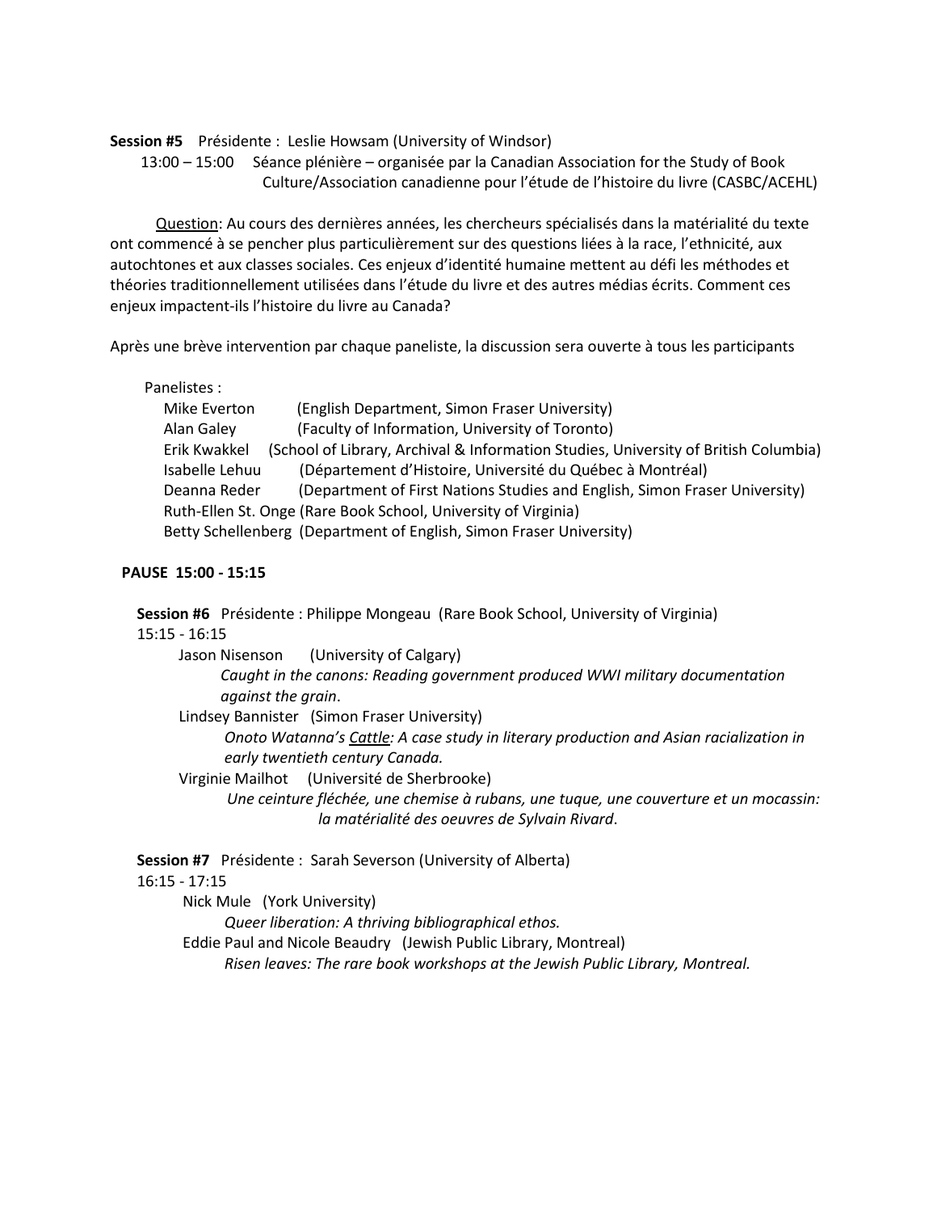**Session #5** Présidente : Leslie Howsam (University of Windsor)

13:00 – 15:00 Séance plénière – organisée par la Canadian Association for the Study of Book Culture/Association canadienne pour l'étude de l'histoire du livre (CASBC/ACEHL)

Question: Au cours des dernières années, les chercheurs spécialisés dans la matérialité du texte ont commencé à se pencher plus particulièrement sur des questions liées à la race, l'ethnicité, aux autochtones et aux classes sociales. Ces enjeux d'identité humaine mettent au défi les méthodes et théories traditionnellement utilisées dans l'étude du livre et des autres médias écrits. Comment ces enjeux impactent-ils l'histoire du livre au Canada?

Après une brève intervention par chaque paneliste, la discussion sera ouverte à tous les participants

Panelistes :

- Mike Everton (English Department, Simon Fraser University)
- Alan Galey (Faculty of Information, University of Toronto)
- Erik Kwakkel (School of Library, Archival & Information Studies, University of British Columbia)
- Isabelle Lehuu (Département d'Histoire, Université du Québec à Montréal)
- Deanna Reder (Department of First Nations Studies and English, Simon Fraser University)
- Ruth-Ellen St. Onge (Rare Book School, University of Virginia)
- Betty Schellenberg (Department of English, Simon Fraser University)

**PAUSE 15:00 - 15:15**

**Session #6** Présidente : Philippe Mongeau (Rare Book School, University of Virginia)

15:15 - 16:15

Jason Nisenson (University of Calgary)
*Caught in the canons: Reading government produced WWI military documentation against the grain*.

Lindsey Bannister (Simon Fraser University)
*Onoto Watanna's Cattle: A case study in literary production and Asian racialization in early twentieth century Canada.*

Virginie Mailhot (Université de Sherbrooke)
*Une ceinture fléchée, une chemise à rubans, une tuque, une couverture et un mocassin: la matérialité des oeuvres de Sylvain Rivard*.

**Session #7** Présidente : Sarah Severson (University of Alberta)

16:15 - 17:15

Nick Mule (York University)
*Queer liberation: A thriving bibliographical ethos.*

Eddie Paul and Nicole Beaudry (Jewish Public Library, Montreal)
*Risen leaves: The rare book workshops at the Jewish Public Library, Montreal.*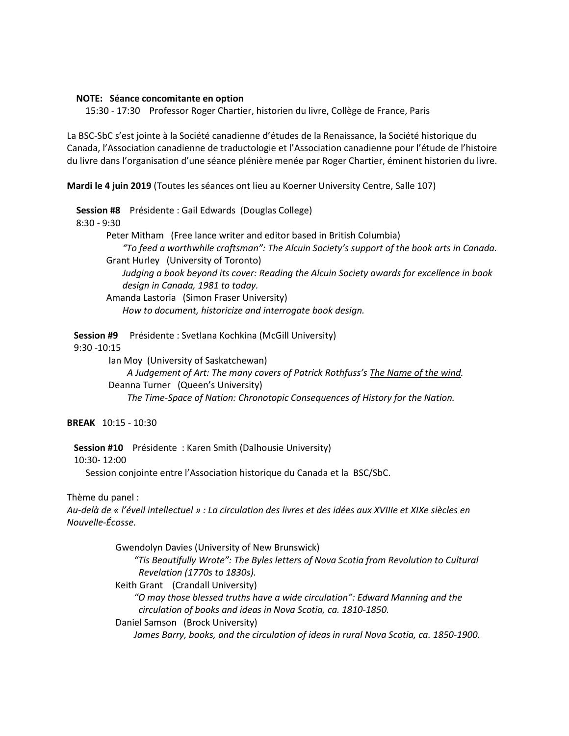**NOTE: Séance concomitante en option**

15:30 - 17:30 Professor Roger Chartier, historien du livre, Collège de France, Paris

La BSC-SbC s'est jointe à la Société canadienne d'études de la Renaissance, la Société historique du Canada, l'Association canadienne de traductologie et l'Association canadienne pour l'étude de l'histoire du livre dans l'organisation d'une séance plénière menée par Roger Chartier, éminent historien du livre.

**Mardi le 4 juin 2019** (Toutes les séances ont lieu au Koerner University Centre, Salle 107)

**Session #8** Présidente : Gail Edwards (Douglas College)
8:30 - 9:30

Peter Mitham (Free lance writer and editor based in British Columbia)
*"To feed a worthwhile craftsman": The Alcuin Society's support of the book arts in Canada.*

Grant Hurley (University of Toronto)
*Judging a book beyond its cover: Reading the Alcuin Society awards for excellence in book design in Canada, 1981 to today.*

Amanda Lastoria (Simon Fraser University)
*How to document, historicize and interrogate book design.*

**Session #9** Présidente : Svetlana Kochkina (McGill University)
9:30 -10:15

Ian Moy (University of Saskatchewan)
*A Judgement of Art: The many covers of Patrick Rothfuss's <u>The Name of the wind</u>.*

Deanna Turner (Queen's University)
*The Time-Space of Nation: Chronotopic Consequences of History for the Nation.*

**BREAK** 10:15 - 10:30

**Session #10** Présidente : Karen Smith (Dalhousie University)
10:30- 12:00

Session conjointe entre l'Association historique du Canada et la BSC/SbC.

Thème du panel :
*Au-delà de « l'éveil intellectuel » : La circulation des livres et des idées aux XVIIIe et XIXe siècles en Nouvelle-Écosse.*

Gwendolyn Davies (University of New Brunswick)
*"Tis Beautifully Wrote": The Byles letters of Nova Scotia from Revolution to Cultural Revelation (1770s to 1830s).*

Keith Grant (Crandall University)
*"O may those blessed truths have a wide circulation": Edward Manning and the circulation of books and ideas in Nova Scotia, ca. 1810-1850.*

Daniel Samson (Brock University)
*James Barry, books, and the circulation of ideas in rural Nova Scotia, ca. 1850-1900.*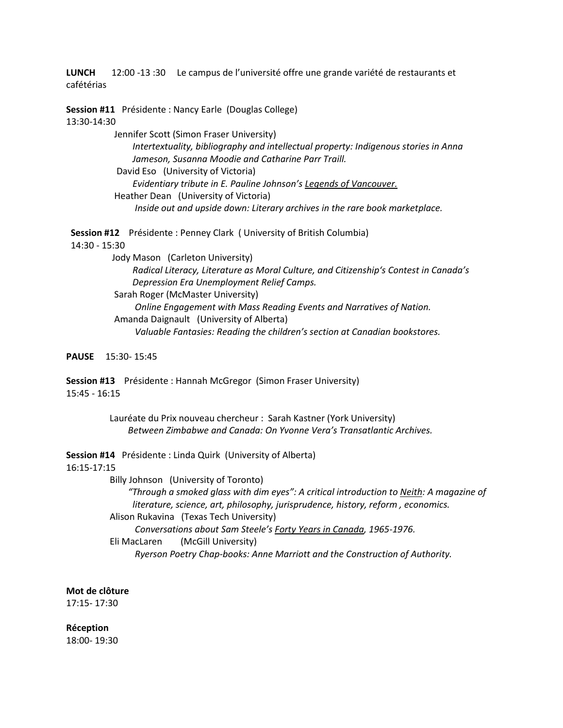**LUNCH** 12:00 -13 :30 Le campus de l'université offre une grande variété de restaurants et cafétérias

**Session #11** Présidente : Nancy Earle (Douglas College)
13:30-14:30

Jennifer Scott (Simon Fraser University)
*Intertextuality, bibliography and intellectual property: Indigenous stories in Anna Jameson, Susanna Moodie and Catharine Parr Traill.*

David Eso (University of Victoria)
*Evidentiary tribute in E. Pauline Johnson's <u>Legends of Vancouver.</u>*

Heather Dean (University of Victoria)
*Inside out and upside down: Literary archives in the rare book marketplace.*

**Session #12** Présidente : Penney Clark ( University of British Columbia)
14:30 - 15:30

Jody Mason (Carleton University)
*Radical Literacy, Literature as Moral Culture, and Citizenship's Contest in Canada's Depression Era Unemployment Relief Camps.*

Sarah Roger (McMaster University)
*Online Engagement with Mass Reading Events and Narratives of Nation.*

Amanda Daignault (University of Alberta)
*Valuable Fantasies: Reading the children's section at Canadian bookstores.*

**PAUSE** 15:30- 15:45

**Session #13** Présidente : Hannah McGregor (Simon Fraser University)
15:45 - 16:15

Lauréate du Prix nouveau chercheur : Sarah Kastner (York University)
*Between Zimbabwe and Canada: On Yvonne Vera's Transatlantic Archives.*

**Session #14** Présidente : Linda Quirk (University of Alberta)
16:15-17:15

Billy Johnson (University of Toronto)
*"Through a smoked glass with dim eyes": A critical introduction to <u>Neith</u>: A magazine of literature, science, art, philosophy, jurisprudence, history, reform , economics.*

Alison Rukavina (Texas Tech University)
*Conversations about Sam Steele's <u>Forty Years in Canada</u>, 1965-1976.*

Eli MacLaren (McGill University)
*Ryerson Poetry Chap-books: Anne Marriott and the Construction of Authority.*

**Mot de clôture**
17:15- 17:30

**Réception**
18:00- 19:30